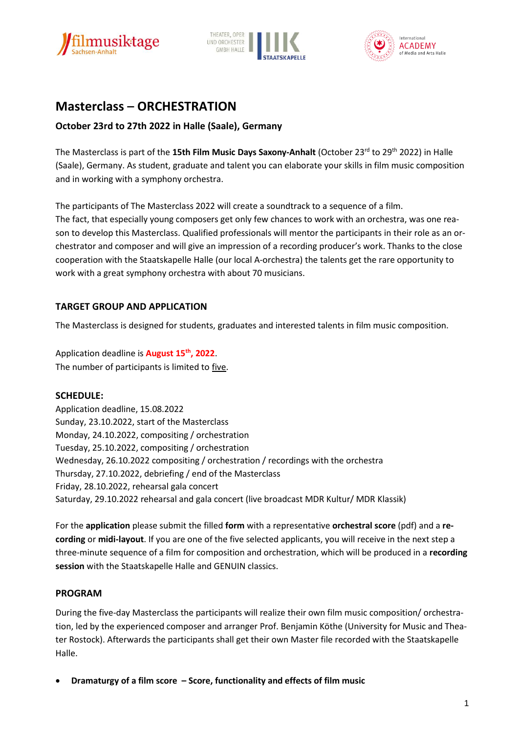# Masterclass – ORCHESTRATION

### October 23rd to 27th 2022 in Halle (Saale), Germany

The Masterclass is part of the **15th Film Music Days Saxony-Anhalt** (October 23rd to 29th 2022) in Halle (Saale), Germany. As student, graduate and talent you can elaborate your skills in film music composition and in working with a symphony orchestra.

The participants of The Masterclass 2022 will create a soundtrack to a sequence of a film.
The fact, that especially young composers get only few chances to work with an orchestra, was one reason to develop this Masterclass. Qualified professionals will mentor the participants in their role as an orchestrator and composer and will give an impression of a recording producer's work. Thanks to the close cooperation with the Staatskapelle Halle (our local A-orchestra) the talents get the rare opportunity to work with a great symphony orchestra with about 70 musicians.

## TARGET GROUP AND APPLICATION

The Masterclass is designed for students, graduates and interested talents in film music composition.

Application deadline is **August 15th, 2022**.
The number of participants is limited to five.

## SCHEDULE:

Application deadline, 15.08.2022
Sunday, 23.10.2022, start of the Masterclass
Monday, 24.10.2022, compositing / orchestration
Tuesday, 25.10.2022, compositing / orchestration
Wednesday, 26.10.2022 compositing / orchestration / recordings with the orchestra
Thursday, 27.10.2022, debriefing / end of the Masterclass
Friday, 28.10.2022, rehearsal gala concert
Saturday, 29.10.2022 rehearsal and gala concert (live broadcast MDR Kultur/ MDR Klassik)

For the **application** please submit the filled **form** with a representative **orchestral score** (pdf) and a **recording** or **midi-layout**. If you are one of the five selected applicants, you will receive in the next step a three-minute sequence of a film for composition and orchestration, which will be produced in a **recording session** with the Staatskapelle Halle and GENUIN classics.

## PROGRAM

During the five-day Masterclass the participants will realize their own film music composition/ orchestration, led by the experienced composer and arranger Prof. Benjamin Köthe (University for Music and Theater Rostock). Afterwards the participants shall get their own Master file recorded with the Staatskapelle Halle.

- **Dramaturgy of a film score – Score, functionality and effects of film music**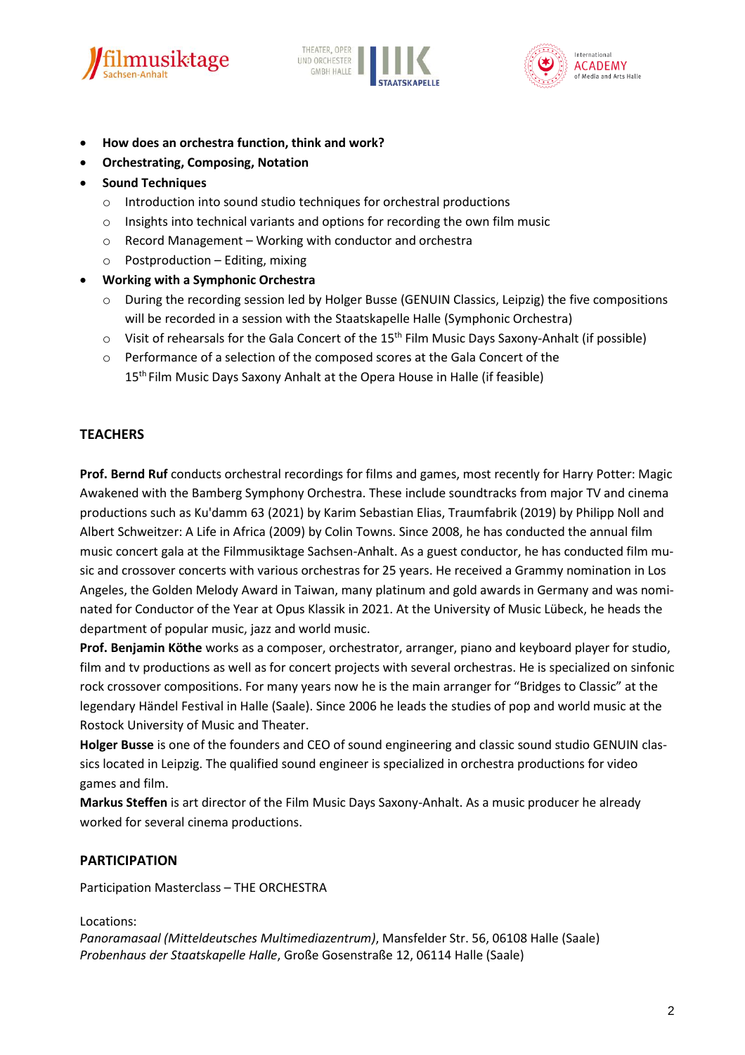- **How does an orchestra function, think and work?**
- **Orchestrating, Composing, Notation**
- **Sound Techniques**
  - Introduction into sound studio techniques for orchestral productions
  - Insights into technical variants and options for recording the own film music
  - Record Management – Working with conductor and orchestra
  - Postproduction – Editing, mixing
- **Working with a Symphonic Orchestra**
  - During the recording session led by Holger Busse (GENUIN Classics, Leipzig) the five compositions will be recorded in a session with the Staatskapelle Halle (Symphonic Orchestra)
  - Visit of rehearsals for the Gala Concert of the 15th Film Music Days Saxony-Anhalt (if possible)
  - Performance of a selection of the composed scores at the Gala Concert of the 15th Film Music Days Saxony Anhalt at the Opera House in Halle (if feasible)

## TEACHERS

**Prof. Bernd Ruf** conducts orchestral recordings for films and games, most recently for Harry Potter: Magic Awakened with the Bamberg Symphony Orchestra. These include soundtracks from major TV and cinema productions such as Ku'damm 63 (2021) by Karim Sebastian Elias, Traumfabrik (2019) by Philipp Noll and Albert Schweitzer: A Life in Africa (2009) by Colin Towns. Since 2008, he has conducted the annual film music concert gala at the Filmmusiktage Sachsen-Anhalt. As a guest conductor, he has conducted film music and crossover concerts with various orchestras for 25 years. He received a Grammy nomination in Los Angeles, the Golden Melody Award in Taiwan, many platinum and gold awards in Germany and was nominated for Conductor of the Year at Opus Klassik in 2021. At the University of Music Lübeck, he heads the department of popular music, jazz and world music.

**Prof. Benjamin Köthe** works as a composer, orchestrator, arranger, piano and keyboard player for studio, film and tv productions as well as for concert projects with several orchestras. He is specialized on sinfonic rock crossover compositions. For many years now he is the main arranger for "Bridges to Classic" at the legendary Händel Festival in Halle (Saale). Since 2006 he leads the studies of pop and world music at the Rostock University of Music and Theater.

**Holger Busse** is one of the founders and CEO of sound engineering and classic sound studio GENUIN classics located in Leipzig. The qualified sound engineer is specialized in orchestra productions for video games and film.

**Markus Steffen** is art director of the Film Music Days Saxony-Anhalt. As a music producer he already worked for several cinema productions.

## PARTICIPATION

Participation Masterclass – THE ORCHESTRA

Locations:
*Panoramasaal (Mitteldeutsches Multimediazentrum)*, Mansfelder Str. 56, 06108 Halle (Saale)
*Probenhaus der Staatskapelle Halle*, Große Gosenstraße 12, 06114 Halle (Saale)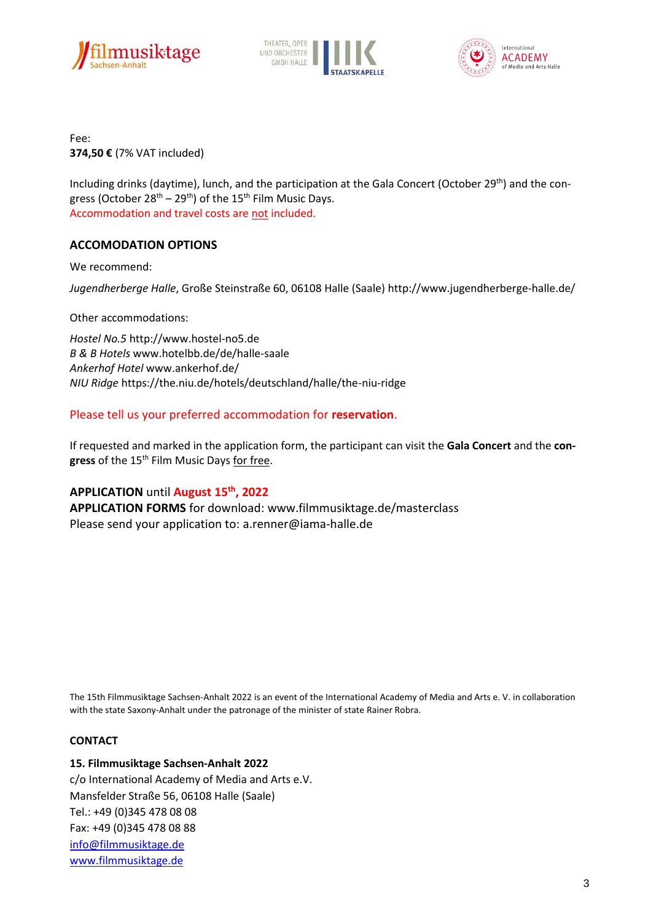Fee:
**374,50 €** (7% VAT included)

Including drinks (daytime), lunch, and the participation at the Gala Concert (October 29th) and the congress (October 28th – 29th) of the 15th Film Music Days.
Accommodation and travel costs are not included.

## ACCOMODATION OPTIONS

We recommend:

*Jugendherberge Halle*, Große Steinstraße 60, 06108 Halle (Saale) http://www.jugendherberge-halle.de/

Other accommodations:

*Hostel No.5* http://www.hostel-no5.de
*B & B Hotels* www.hotelbb.de/de/halle-saale
*Ankerhof Hotel* www.ankerhof.de/
*NIU Ridge* https://the.niu.de/hotels/deutschland/halle/the-niu-ridge

Please tell us your preferred accommodation for **reservation**.

If requested and marked in the application form, the participant can visit the **Gala Concert** and the **congress** of the 15th Film Music Days for free.

**APPLICATION** until **August 15th, 2022**
**APPLICATION FORMS** for download: www.filmmusiktage.de/masterclass
Please send your application to: a.renner@iama-halle.de

The 15th Filmmusiktage Sachsen-Anhalt 2022 is an event of the International Academy of Media and Arts e. V. in collaboration with the state Saxony-Anhalt under the patronage of the minister of state Rainer Robra.

## CONTACT

**15. Filmmusiktage Sachsen-Anhalt 2022**
c/o International Academy of Media and Arts e.V.
Mansfelder Straße 56, 06108 Halle (Saale)
Tel.: +49 (0)345 478 08 08
Fax: +49 (0)345 478 08 88
info@filmmusiktage.de
www.filmmusiktage.de